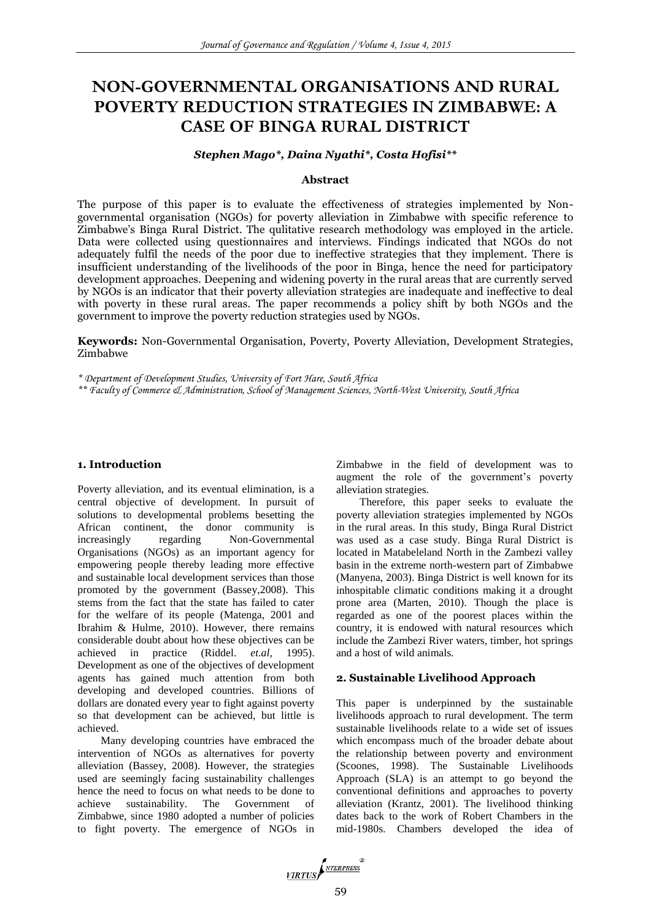# NON-GOVERNMENTAL ORGANISATIONS AND RURAL POVERTY REDUCTION STRATEGIES IN ZIMBABWE: A CASE OF BINGA RURAL DISTRICT

***Stephen Mago\*, Daina Nyathi\*, Costa Hofisi\*\****

**Abstract**

The purpose of this paper is to evaluate the effectiveness of strategies implemented by Non-governmental organisation (NGOs) for poverty alleviation in Zimbabwe with specific reference to Zimbabwe's Binga Rural District. The qulitative research methodology was employed in the article. Data were collected using questionnaires and interviews. Findings indicated that NGOs do not adequately fulfil the needs of the poor due to ineffective strategies that they implement. There is insufficient understanding of the livelihoods of the poor in Binga, hence the need for participatory development approaches. Deepening and widening poverty in the rural areas that are currently served by NGOs is an indicator that their poverty alleviation strategies are inadequate and ineffective to deal with poverty in these rural areas. The paper recommends a policy shift by both NGOs and the government to improve the poverty reduction strategies used by NGOs.

**Keywords:** Non-Governmental Organisation, Poverty, Poverty Alleviation, Development Strategies, Zimbabwe

*\* Department of Development Studies, University of Fort Hare, South Africa*
*\*\* Faculty of Commerce & Administration, School of Management Sciences, North-West University, South Africa*

## 1. Introduction

Poverty alleviation, and its eventual elimination, is a central objective of development. In pursuit of solutions to developmental problems besetting the African continent, the donor community is increasingly regarding Non-Governmental Organisations (NGOs) as an important agency for empowering people thereby leading more effective and sustainable local development services than those promoted by the government (Bassey,2008). This stems from the fact that the state has failed to cater for the welfare of its people (Matenga, 2001 and Ibrahim & Hulme, 2010). However, there remains considerable doubt about how these objectives can be achieved in practice (Riddel. *et.al,* 1995). Development as one of the objectives of development agents has gained much attention from both developing and developed countries. Billions of dollars are donated every year to fight against poverty so that development can be achieved, but little is achieved.

Many developing countries have embraced the intervention of NGOs as alternatives for poverty alleviation (Bassey, 2008). However, the strategies used are seemingly facing sustainability challenges hence the need to focus on what needs to be done to achieve sustainability. The Government of Zimbabwe, since 1980 adopted a number of policies to fight poverty. The emergence of NGOs in Zimbabwe in the field of development was to augment the role of the government's poverty alleviation strategies.

Therefore, this paper seeks to evaluate the poverty alleviation strategies implemented by NGOs in the rural areas. In this study, Binga Rural District was used as a case study. Binga Rural District is located in Matabeleland North in the Zambezi valley basin in the extreme north-western part of Zimbabwe (Manyena, 2003). Binga District is well known for its inhospitable climatic conditions making it a drought prone area (Marten, 2010). Though the place is regarded as one of the poorest places within the country, it is endowed with natural resources which include the Zambezi River waters, timber, hot springs and a host of wild animals.

## 2. Sustainable Livelihood Approach

This paper is underpinned by the sustainable livelihoods approach to rural development. The term sustainable livelihoods relate to a wide set of issues which encompass much of the broader debate about the relationship between poverty and environment (Scoones, 1998). The Sustainable Livelihoods Approach (SLA) is an attempt to go beyond the conventional definitions and approaches to poverty alleviation (Krantz, 2001). The livelihood thinking dates back to the work of Robert Chambers in the mid-1980s. Chambers developed the idea of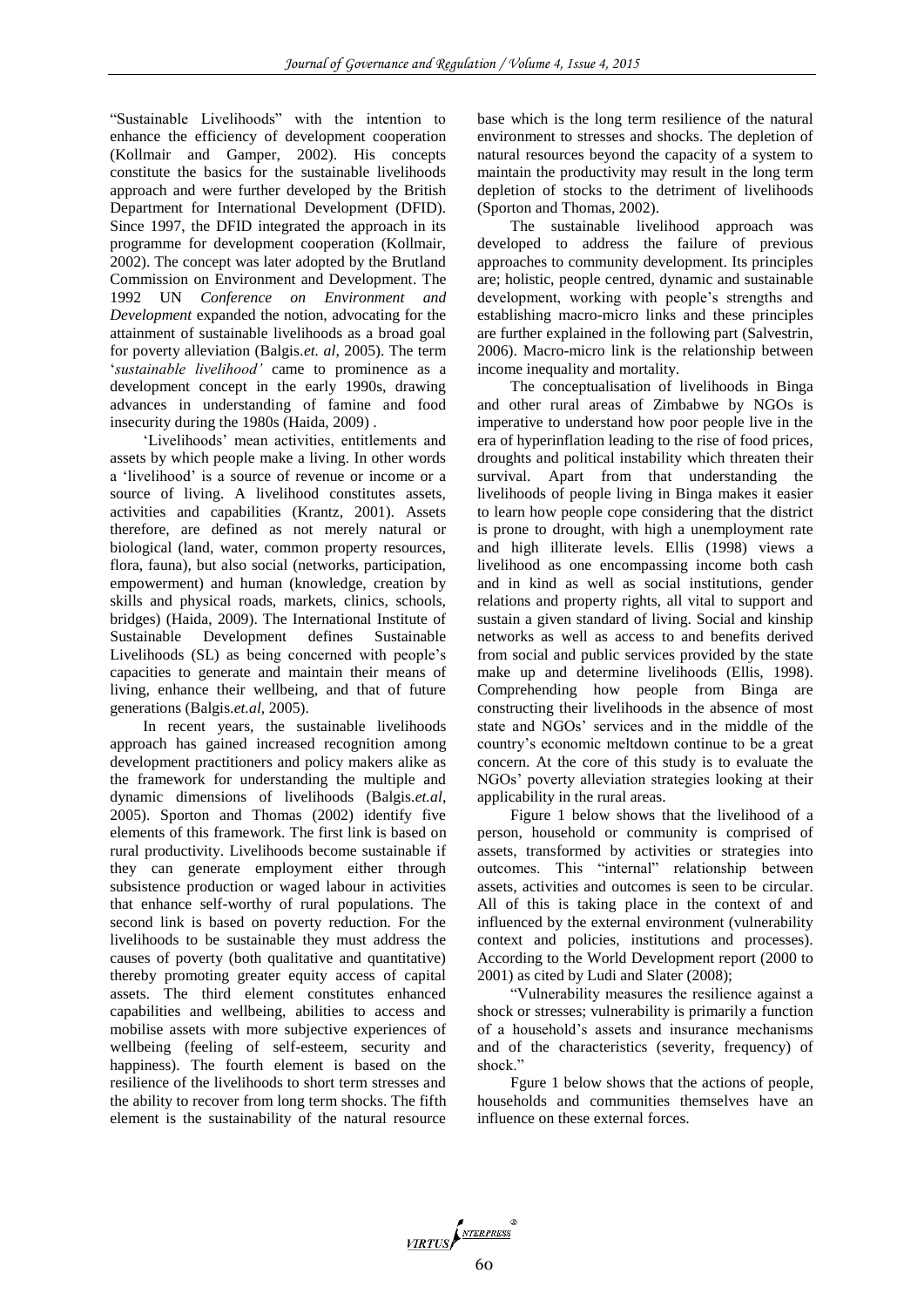"Sustainable Livelihoods" with the intention to enhance the efficiency of development cooperation (Kollmair and Gamper, 2002). His concepts constitute the basics for the sustainable livelihoods approach and were further developed by the British Department for International Development (DFID). Since 1997, the DFID integrated the approach in its programme for development cooperation (Kollmair, 2002). The concept was later adopted by the Brutland Commission on Environment and Development. The 1992 UN *Conference on Environment and Development* expanded the notion, advocating for the attainment of sustainable livelihoods as a broad goal for poverty alleviation (Balgis.*et. al,* 2005). The term '*sustainable livelihood'* came to prominence as a development concept in the early 1990s, drawing advances in understanding of famine and food insecurity during the 1980s (Haida, 2009) .

'Livelihoods' mean activities, entitlements and assets by which people make a living. In other words a 'livelihood' is a source of revenue or income or a source of living. A livelihood constitutes assets, activities and capabilities (Krantz, 2001). Assets therefore, are defined as not merely natural or biological (land, water, common property resources, flora, fauna), but also social (networks, participation, empowerment) and human (knowledge, creation by skills and physical roads, markets, clinics, schools, bridges) (Haida, 2009). The International Institute of Sustainable Development defines Sustainable Livelihoods (SL) as being concerned with people's capacities to generate and maintain their means of living, enhance their wellbeing, and that of future generations (Balgis.*et.al*, 2005).

In recent years, the sustainable livelihoods approach has gained increased recognition among development practitioners and policy makers alike as the framework for understanding the multiple and dynamic dimensions of livelihoods (Balgis.*et.al*, 2005). Sporton and Thomas (2002) identify five elements of this framework. The first link is based on rural productivity. Livelihoods become sustainable if they can generate employment either through subsistence production or waged labour in activities that enhance self-worthy of rural populations. The second link is based on poverty reduction. For the livelihoods to be sustainable they must address the causes of poverty (both qualitative and quantitative) thereby promoting greater equity access of capital assets. The third element constitutes enhanced capabilities and wellbeing, abilities to access and mobilise assets with more subjective experiences of wellbeing (feeling of self-esteem, security and happiness). The fourth element is based on the resilience of the livelihoods to short term stresses and the ability to recover from long term shocks. The fifth element is the sustainability of the natural resource base which is the long term resilience of the natural environment to stresses and shocks. The depletion of natural resources beyond the capacity of a system to maintain the productivity may result in the long term depletion of stocks to the detriment of livelihoods (Sporton and Thomas, 2002).

The sustainable livelihood approach was developed to address the failure of previous approaches to community development. Its principles are; holistic, people centred, dynamic and sustainable development, working with people's strengths and establishing macro-micro links and these principles are further explained in the following part (Salvestrin, 2006). Macro-micro link is the relationship between income inequality and mortality.

The conceptualisation of livelihoods in Binga and other rural areas of Zimbabwe by NGOs is imperative to understand how poor people live in the era of hyperinflation leading to the rise of food prices, droughts and political instability which threaten their survival. Apart from that understanding the livelihoods of people living in Binga makes it easier to learn how people cope considering that the district is prone to drought, with high a unemployment rate and high illiterate levels. Ellis (1998) views a livelihood as one encompassing income both cash and in kind as well as social institutions, gender relations and property rights, all vital to support and sustain a given standard of living. Social and kinship networks as well as access to and benefits derived from social and public services provided by the state make up and determine livelihoods (Ellis, 1998). Comprehending how people from Binga are constructing their livelihoods in the absence of most state and NGOs' services and in the middle of the country's economic meltdown continue to be a great concern. At the core of this study is to evaluate the NGOs' poverty alleviation strategies looking at their applicability in the rural areas.

Figure 1 below shows that the livelihood of a person, household or community is comprised of assets, transformed by activities or strategies into outcomes. This "internal" relationship between assets, activities and outcomes is seen to be circular. All of this is taking place in the context of and influenced by the external environment (vulnerability context and policies, institutions and processes). According to the World Development report (2000 to 2001) as cited by Ludi and Slater (2008);

"Vulnerability measures the resilience against a shock or stresses; vulnerability is primarily a function of a household's assets and insurance mechanisms and of the characteristics (severity, frequency) of shock."

Fgure 1 below shows that the actions of people, households and communities themselves have an influence on these external forces.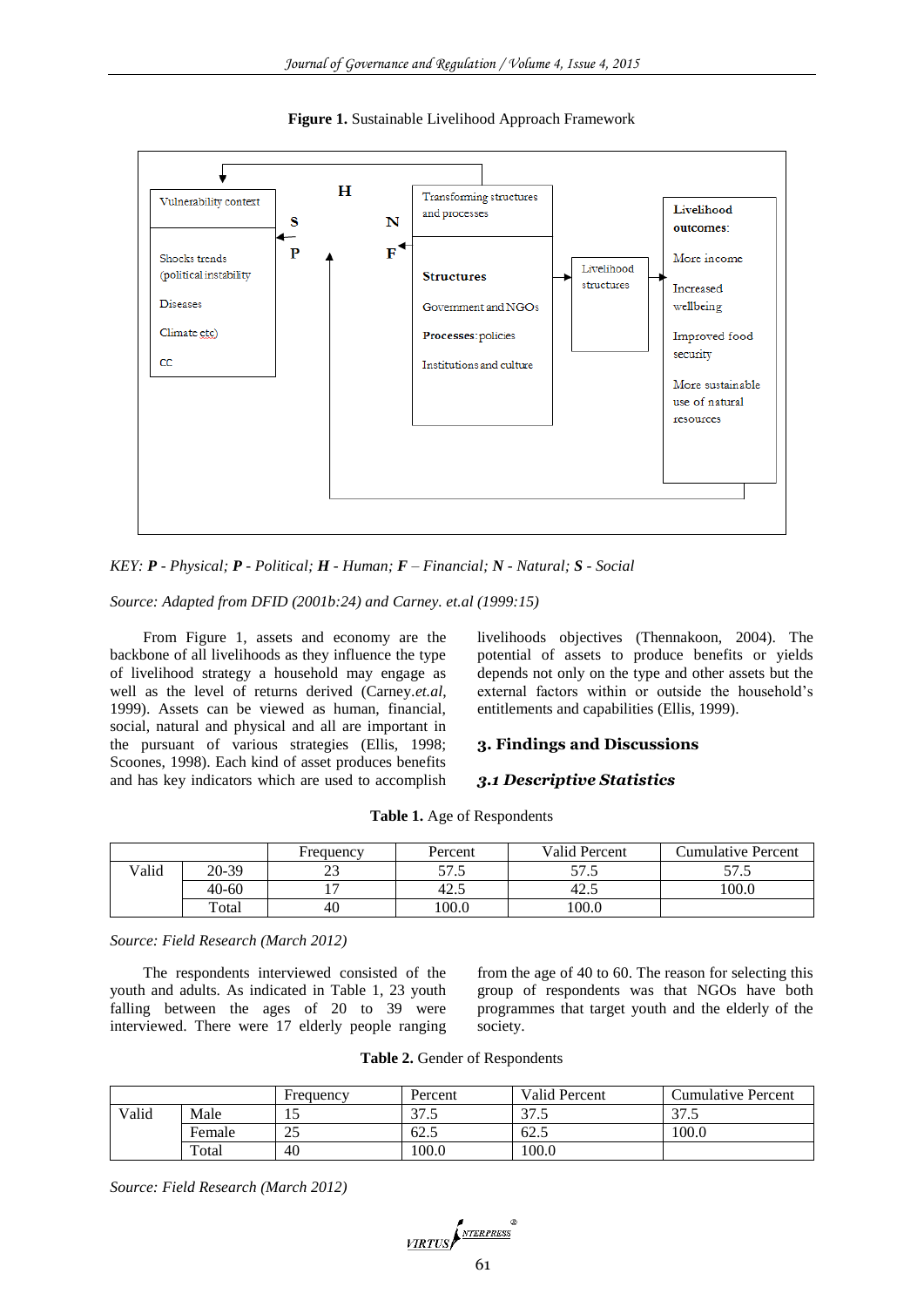**Figure 1.** Sustainable Livelihood Approach Framework

Vulnerability context

Shocks trends (political instability

Diseases

Climate etc)

CC

H

S

P

N

F

Transforming structures and processes

**Structures**

Government and NGOs

**Processes**: policies

Institutions and culture

Livelihood structures

**Livelihood outcomes**:

More income

Increased wellbeing

Improved food security

More sustainable use of natural resources

*KEY:* ***P*** *- Physical;* ***P*** *- Political;* ***H*** *- Human;* ***F*** *– Financial;* ***N*** *- Natural;* ***S*** *- Social*

*Source: Adapted from DFID (2001b:24) and Carney. et.al (1999:15)*

From Figure 1, assets and economy are the backbone of all livelihoods as they influence the type of livelihood strategy a household may engage as well as the level of returns derived (Carney.*et.al*, 1999). Assets can be viewed as human, financial, social, natural and physical and all are important in the pursuant of various strategies (Ellis, 1998; Scoones, 1998). Each kind of asset produces benefits and has key indicators which are used to accomplish livelihoods objectives (Thennakoon, 2004). The potential of assets to produce benefits or yields depends not only on the type and other assets but the external factors within or outside the household's entitlements and capabilities (Ellis, 1999).

## 3. Findings and Discussions

### *3.1 Descriptive Statistics*

**Table 1.** Age of Respondents

| | | Frequency | Percent | Valid Percent | Cumulative Percent |
|---|---|---|---|---|---|
| Valid | 20-39 | 23 | 57.5 | 57.5 | 57.5 |
| | 40-60 | 17 | 42.5 | 42.5 | 100.0 |
| | Total | 40 | 100.0 | 100.0 | |

*Source: Field Research (March 2012)*

The respondents interviewed consisted of the youth and adults. As indicated in Table 1, 23 youth falling between the ages of 20 to 39 were interviewed. There were 17 elderly people ranging from the age of 40 to 60. The reason for selecting this group of respondents was that NGOs have both programmes that target youth and the elderly of the society.

**Table 2.** Gender of Respondents

| | | Frequency | Percent | Valid Percent | Cumulative Percent |
|---|---|---|---|---|---|
| Valid | Male | 15 | 37.5 | 37.5 | 37.5 |
| | Female | 25 | 62.5 | 62.5 | 100.0 |
| | Total | 40 | 100.0 | 100.0 | |

*Source: Field Research (March 2012)*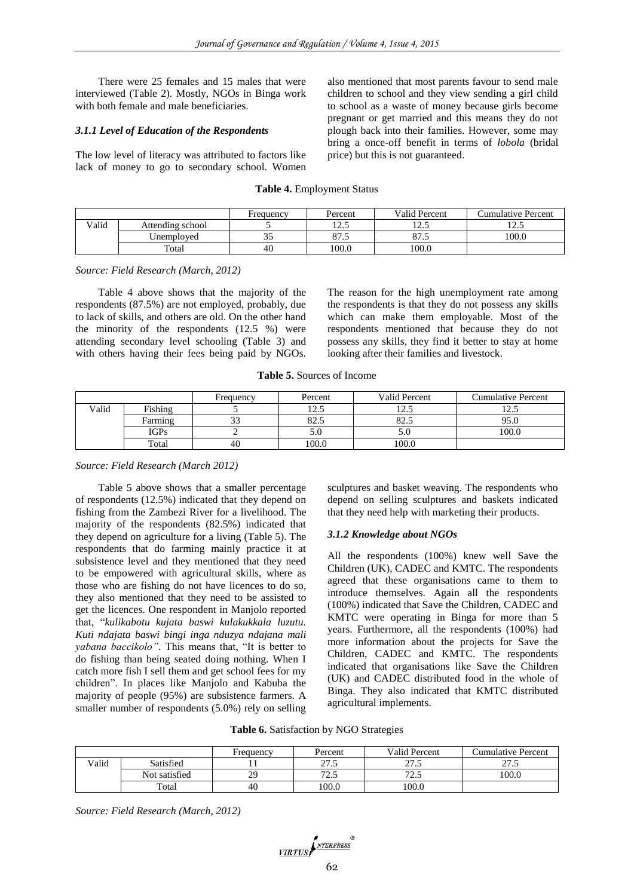There were 25 females and 15 males that were interviewed (Table 2). Mostly, NGOs in Binga work with both female and male beneficiaries.

### *3.1.1 Level of Education of the Respondents*

The low level of literacy was attributed to factors like lack of money to go to secondary school. Women also mentioned that most parents favour to send male children to school and they view sending a girl child to school as a waste of money because girls become pregnant or get married and this means they do not plough back into their families. However, some may bring a once-off benefit in terms of *lobola* (bridal price) but this is not guaranteed.

**Table 4.** Employment Status

| | | Frequency | Percent | Valid Percent | Cumulative Percent |
|---|---|---|---|---|---|
| Valid | Attending school | 5 | 12.5 | 12.5 | 12.5 |
| | Unemployed | 35 | 87.5 | 87.5 | 100.0 |
| | Total | 40 | 100.0 | 100.0 | |

*Source: Field Research (March, 2012)*

Table 4 above shows that the majority of the respondents (87.5%) are not employed, probably, due to lack of skills, and others are old. On the other hand the minority of the respondents (12.5 %) were attending secondary level schooling (Table 3) and with others having their fees being paid by NGOs. The reason for the high unemployment rate among the respondents is that they do not possess any skills which can make them employable. Most of the respondents mentioned that because they do not possess any skills, they find it better to stay at home looking after their families and livestock.

**Table 5.** Sources of Income

| | | Frequency | Percent | Valid Percent | Cumulative Percent |
|---|---|---|---|---|---|
| Valid | Fishing | 5 | 12.5 | 12.5 | 12.5 |
| | Farming | 33 | 82.5 | 82.5 | 95.0 |
| | IGPs | 2 | 5.0 | 5.0 | 100.0 |
| | Total | 40 | 100.0 | 100.0 | |

*Source: Field Research (March 2012)*

Table 5 above shows that a smaller percentage of respondents (12.5%) indicated that they depend on fishing from the Zambezi River for a livelihood. The majority of the respondents (82.5%) indicated that they depend on agriculture for a living (Table 5). The respondents that do farming mainly practice it at subsistence level and they mentioned that they need to be empowered with agricultural skills, where as those who are fishing do not have licences to do so, they also mentioned that they need to be assisted to get the licences. One respondent in Manjolo reported that, "*kulikabotu kujata baswi kulakukkala luzutu. Kuti ndajata baswi bingi inga nduzya ndajana mali yabana baccikolo"*. This means that, "It is better to do fishing than being seated doing nothing. When I catch more fish I sell them and get school fees for my children". In places like Manjolo and Kabuba the majority of people (95%) are subsistence farmers. A smaller number of respondents (5.0%) rely on selling sculptures and basket weaving. The respondents who depend on selling sculptures and baskets indicated that they need help with marketing their products.

### *3.1.2 Knowledge about NGOs*

All the respondents (100%) knew well Save the Children (UK), CADEC and KMTC. The respondents agreed that these organisations came to them to introduce themselves. Again all the respondents (100%) indicated that Save the Children, CADEC and KMTC were operating in Binga for more than 5 years. Furthermore, all the respondents (100%) had more information about the projects for Save the Children, CADEC and KMTC. The respondents indicated that organisations like Save the Children (UK) and CADEC distributed food in the whole of Binga. They also indicated that KMTC distributed agricultural implements.

**Table 6.** Satisfaction by NGO Strategies

| | | Frequency | Percent | Valid Percent | Cumulative Percent |
|---|---|---|---|---|---|
| Valid | Satisfied | 11 | 27.5 | 27.5 | 27.5 |
| | Not satisfied | 29 | 72.5 | 72.5 | 100.0 |
| | Total | 40 | 100.0 | 100.0 | |

*Source: Field Research (March, 2012)*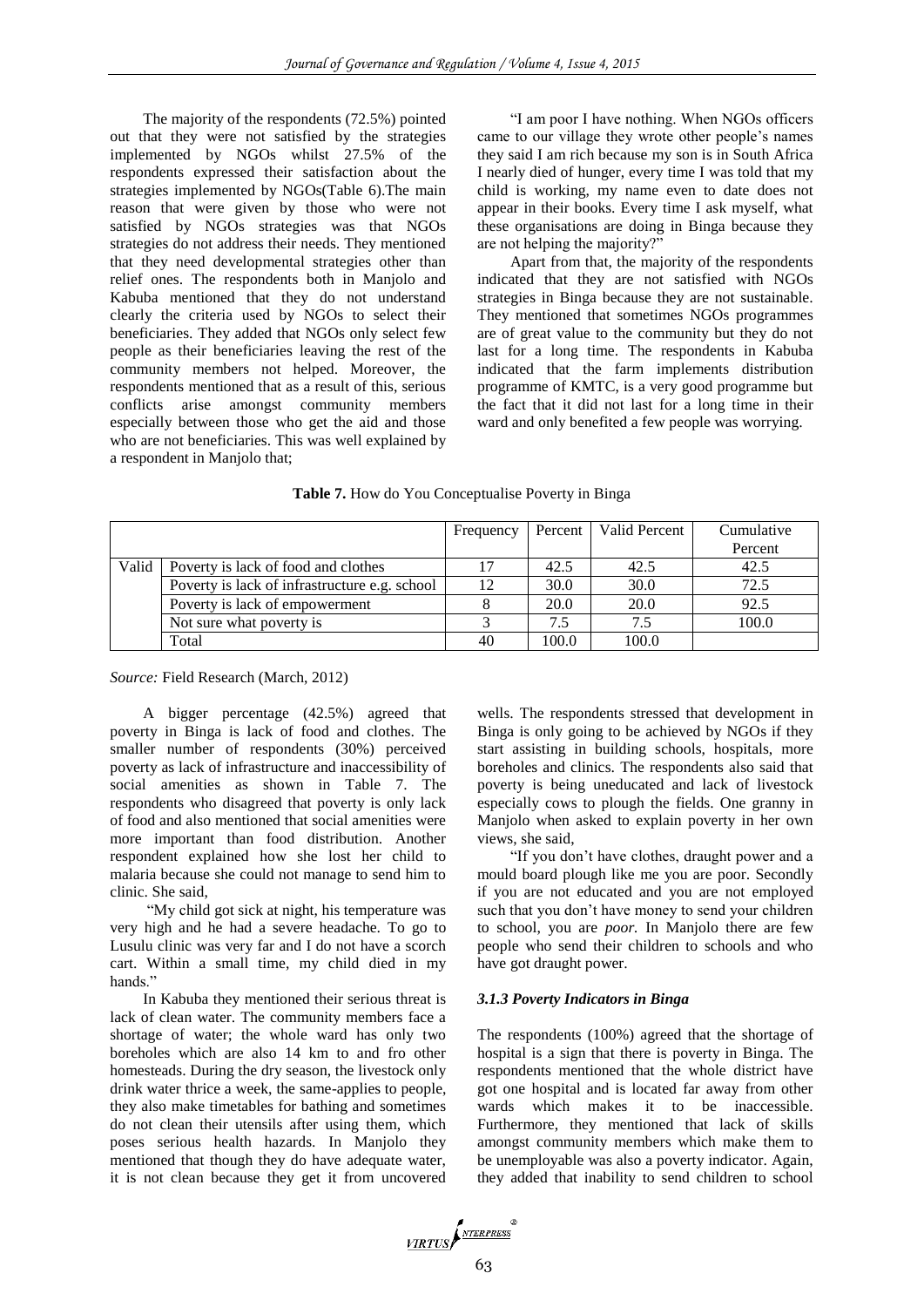The majority of the respondents (72.5%) pointed out that they were not satisfied by the strategies implemented by NGOs whilst 27.5% of the respondents expressed their satisfaction about the strategies implemented by NGOs(Table 6).The main reason that were given by those who were not satisfied by NGOs strategies was that NGOs strategies do not address their needs. They mentioned that they need developmental strategies other than relief ones. The respondents both in Manjolo and Kabuba mentioned that they do not understand clearly the criteria used by NGOs to select their beneficiaries. They added that NGOs only select few people as their beneficiaries leaving the rest of the community members not helped. Moreover, the respondents mentioned that as a result of this, serious conflicts arise amongst community members especially between those who get the aid and those who are not beneficiaries. This was well explained by a respondent in Manjolo that;

"I am poor I have nothing. When NGOs officers came to our village they wrote other people's names they said I am rich because my son is in South Africa I nearly died of hunger, every time I was told that my child is working, my name even to date does not appear in their books. Every time I ask myself, what these organisations are doing in Binga because they are not helping the majority?"

Apart from that, the majority of the respondents indicated that they are not satisfied with NGOs strategies in Binga because they are not sustainable. They mentioned that sometimes NGOs programmes are of great value to the community but they do not last for a long time. The respondents in Kabuba indicated that the farm implements distribution programme of KMTC, is a very good programme but the fact that it did not last for a long time in their ward and only benefited a few people was worrying.

**Table 7.** How do You Conceptualise Poverty in Binga

| | | Frequency | Percent | Valid Percent | Cumulative Percent |
|---|---|---|---|---|---|
| Valid | Poverty is lack of food and clothes | 17 | 42.5 | 42.5 | 42.5 |
| | Poverty is lack of infrastructure e.g. school | 12 | 30.0 | 30.0 | 72.5 |
| | Poverty is lack of empowerment | 8 | 20.0 | 20.0 | 92.5 |
| | Not sure what poverty is | 3 | 7.5 | 7.5 | 100.0 |
| | Total | 40 | 100.0 | 100.0 | |

*Source:* Field Research (March, 2012)

A bigger percentage (42.5%) agreed that poverty in Binga is lack of food and clothes. The smaller number of respondents (30%) perceived poverty as lack of infrastructure and inaccessibility of social amenities as shown in Table 7. The respondents who disagreed that poverty is only lack of food and also mentioned that social amenities were more important than food distribution. Another respondent explained how she lost her child to malaria because she could not manage to send him to clinic. She said,

"My child got sick at night, his temperature was very high and he had a severe headache. To go to Lusulu clinic was very far and I do not have a scorch cart. Within a small time, my child died in my hands."

In Kabuba they mentioned their serious threat is lack of clean water. The community members face a shortage of water; the whole ward has only two boreholes which are also 14 km to and fro other homesteads. During the dry season, the livestock only drink water thrice a week, the same-applies to people, they also make timetables for bathing and sometimes do not clean their utensils after using them, which poses serious health hazards. In Manjolo they mentioned that though they do have adequate water, it is not clean because they get it from uncovered wells. The respondents stressed that development in Binga is only going to be achieved by NGOs if they start assisting in building schools, hospitals, more boreholes and clinics. The respondents also said that poverty is being uneducated and lack of livestock especially cows to plough the fields. One granny in Manjolo when asked to explain poverty in her own views, she said,

"If you don't have clothes, draught power and a mould board plough like me you are poor. Secondly if you are not educated and you are not employed such that you don't have money to send your children to school, you are *poor.* In Manjolo there are few people who send their children to schools and who have got draught power.

### *3.1.3 Poverty Indicators in Binga*

The respondents (100%) agreed that the shortage of hospital is a sign that there is poverty in Binga. The respondents mentioned that the whole district have got one hospital and is located far away from other wards which makes it to be inaccessible. Furthermore, they mentioned that lack of skills amongst community members which make them to be unemployable was also a poverty indicator. Again, they added that inability to send children to school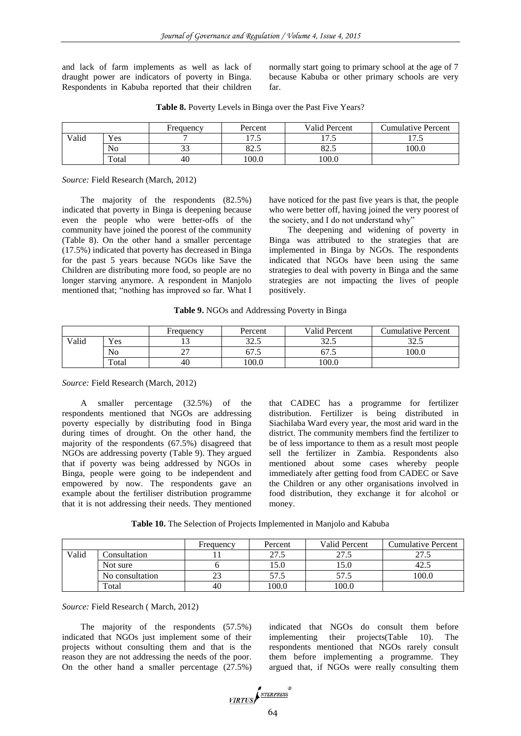and lack of farm implements as well as lack of draught power are indicators of poverty in Binga. Respondents in Kabuba reported that their children normally start going to primary school at the age of 7 because Kabuba or other primary schools are very far.

**Table 8.** Poverty Levels in Binga over the Past Five Years?

| | | Frequency | Percent | Valid Percent | Cumulative Percent |
|---|---|---|---|---|---|
| Valid | Yes | 7 | 17.5 | 17.5 | 17.5 |
| | No | 33 | 82.5 | 82.5 | 100.0 |
| | Total | 40 | 100.0 | 100.0 | |

*Source:* Field Research (March, 2012)

The majority of the respondents (82.5%) indicated that poverty in Binga is deepening because even the people who were better-offs of the community have joined the poorest of the community (Table 8). On the other hand a smaller percentage (17.5%) indicated that poverty has decreased in Binga for the past 5 years because NGOs like Save the Children are distributing more food, so people are no longer starving anymore. A respondent in Manjolo mentioned that; "nothing has improved so far. What I have noticed for the past five years is that, the people who were better off, having joined the very poorest of the society, and I do not understand why"

The deepening and widening of poverty in Binga was attributed to the strategies that are implemented in Binga by NGOs. The respondents indicated that NGOs have been using the same strategies to deal with poverty in Binga and the same strategies are not impacting the lives of people positively.

**Table 9.** NGOs and Addressing Poverty in Binga

| | | Frequency | Percent | Valid Percent | Cumulative Percent |
|---|---|---|---|---|---|
| Valid | Yes | 13 | 32.5 | 32.5 | 32.5 |
| | No | 27 | 67.5 | 67.5 | 100.0 |
| | Total | 40 | 100.0 | 100.0 | |

*Source:* Field Research (March, 2012)

A smaller percentage (32.5%) of the respondents mentioned that NGOs are addressing poverty especially by distributing food in Binga during times of drought. On the other hand, the majority of the respondents (67.5%) disagreed that NGOs are addressing poverty (Table 9). They argued that if poverty was being addressed by NGOs in Binga, people were going to be independent and empowered by now. The respondents gave an example about the fertiliser distribution programme that it is not addressing their needs. They mentioned that CADEC has a programme for fertilizer distribution. Fertilizer is being distributed in Siachilaba Ward every year, the most arid ward in the district. The community members find the fertilizer to be of less importance to them as a result most people sell the fertilizer in Zambia. Respondents also mentioned about some cases whereby people immediately after getting food from CADEC or Save the Children or any other organisations involved in food distribution, they exchange it for alcohol or money.

**Table 10.** The Selection of Projects Implemented in Manjolo and Kabuba

| | | Frequency | Percent | Valid Percent | Cumulative Percent |
|---|---|---|---|---|---|
| Valid | Consultation | 11 | 27.5 | 27.5 | 27.5 |
| | Not sure | 6 | 15.0 | 15.0 | 42.5 |
| | No consultation | 23 | 57.5 | 57.5 | 100.0 |
| | Total | 40 | 100.0 | 100.0 | |

*Source:* Field Research ( March, 2012)

The majority of the respondents (57.5%) indicated that NGOs just implement some of their projects without consulting them and that is the reason they are not addressing the needs of the poor. On the other hand a smaller percentage (27.5%) indicated that NGOs do consult them before implementing their projects(Table 10). The respondents mentioned that NGOs rarely consult them before implementing a programme. They argued that, if NGOs were really consulting them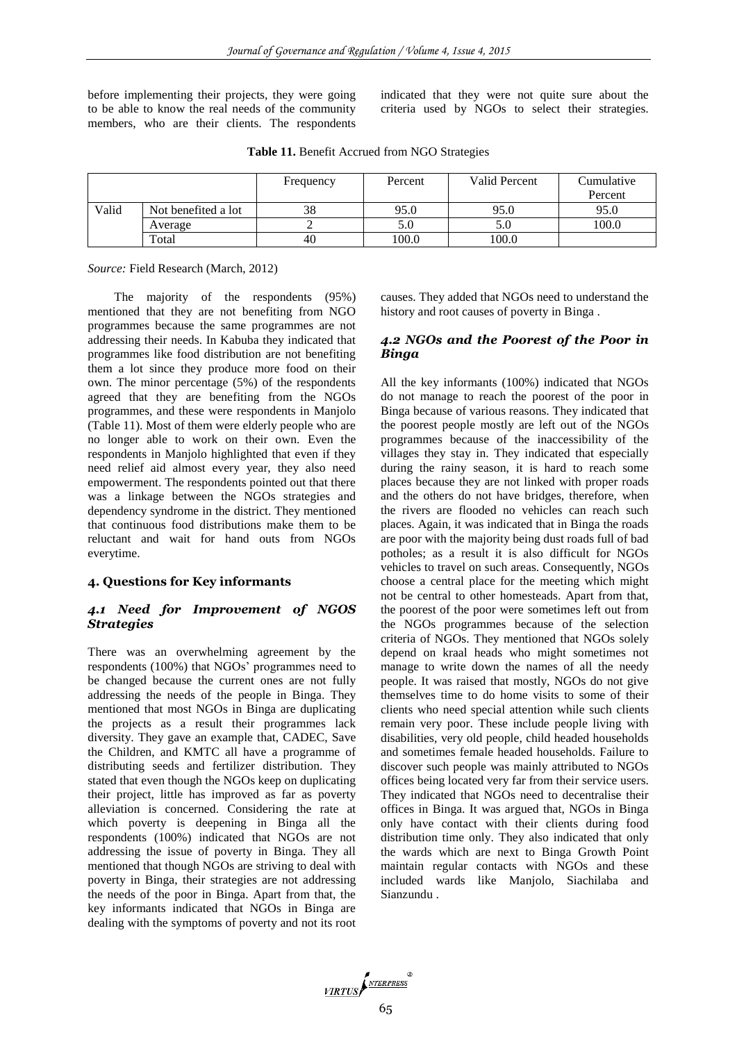before implementing their projects, they were going to be able to know the real needs of the community members, who are their clients. The respondents indicated that they were not quite sure about the criteria used by NGOs to select their strategies.

**Table 11.** Benefit Accrued from NGO Strategies

| | | Frequency | Percent | Valid Percent | Cumulative Percent |
|---|---|---|---|---|---|
| Valid | Not benefited a lot | 38 | 95.0 | 95.0 | 95.0 |
| | Average | 2 | 5.0 | 5.0 | 100.0 |
| | Total | 40 | 100.0 | 100.0 | |

*Source:* Field Research (March, 2012)

The majority of the respondents (95%) mentioned that they are not benefiting from NGO programmes because the same programmes are not addressing their needs. In Kabuba they indicated that programmes like food distribution are not benefiting them a lot since they produce more food on their own. The minor percentage (5%) of the respondents agreed that they are benefiting from the NGOs programmes, and these were respondents in Manjolo (Table 11). Most of them were elderly people who are no longer able to work on their own. Even the respondents in Manjolo highlighted that even if they need relief aid almost every year, they also need empowerment. The respondents pointed out that there was a linkage between the NGOs strategies and dependency syndrome in the district. They mentioned that continuous food distributions make them to be reluctant and wait for hand outs from NGOs everytime.

## 4. Questions for Key informants

### *4.1 Need for Improvement of NGOS Strategies*

There was an overwhelming agreement by the respondents (100%) that NGOs' programmes need to be changed because the current ones are not fully addressing the needs of the people in Binga. They mentioned that most NGOs in Binga are duplicating the projects as a result their programmes lack diversity. They gave an example that, CADEC, Save the Children, and KMTC all have a programme of distributing seeds and fertilizer distribution. They stated that even though the NGOs keep on duplicating their project, little has improved as far as poverty alleviation is concerned. Considering the rate at which poverty is deepening in Binga all the respondents (100%) indicated that NGOs are not addressing the issue of poverty in Binga. They all mentioned that though NGOs are striving to deal with poverty in Binga, their strategies are not addressing the needs of the poor in Binga. Apart from that, the key informants indicated that NGOs in Binga are dealing with the symptoms of poverty and not its root causes. They added that NGOs need to understand the history and root causes of poverty in Binga .

### *4.2 NGOs and the Poorest of the Poor in Binga*

All the key informants (100%) indicated that NGOs do not manage to reach the poorest of the poor in Binga because of various reasons. They indicated that the poorest people mostly are left out of the NGOs programmes because of the inaccessibility of the villages they stay in. They indicated that especially during the rainy season, it is hard to reach some places because they are not linked with proper roads and the others do not have bridges, therefore, when the rivers are flooded no vehicles can reach such places. Again, it was indicated that in Binga the roads are poor with the majority being dust roads full of bad potholes; as a result it is also difficult for NGOs vehicles to travel on such areas. Consequently, NGOs choose a central place for the meeting which might not be central to other homesteads. Apart from that, the poorest of the poor were sometimes left out from the NGOs programmes because of the selection criteria of NGOs. They mentioned that NGOs solely depend on kraal heads who might sometimes not manage to write down the names of all the needy people. It was raised that mostly, NGOs do not give themselves time to do home visits to some of their clients who need special attention while such clients remain very poor. These include people living with disabilities, very old people, child headed households and sometimes female headed households. Failure to discover such people was mainly attributed to NGOs offices being located very far from their service users. They indicated that NGOs need to decentralise their offices in Binga. It was argued that, NGOs in Binga only have contact with their clients during food distribution time only. They also indicated that only the wards which are next to Binga Growth Point maintain regular contacts with NGOs and these included wards like Manjolo, Siachilaba and Sianzundu .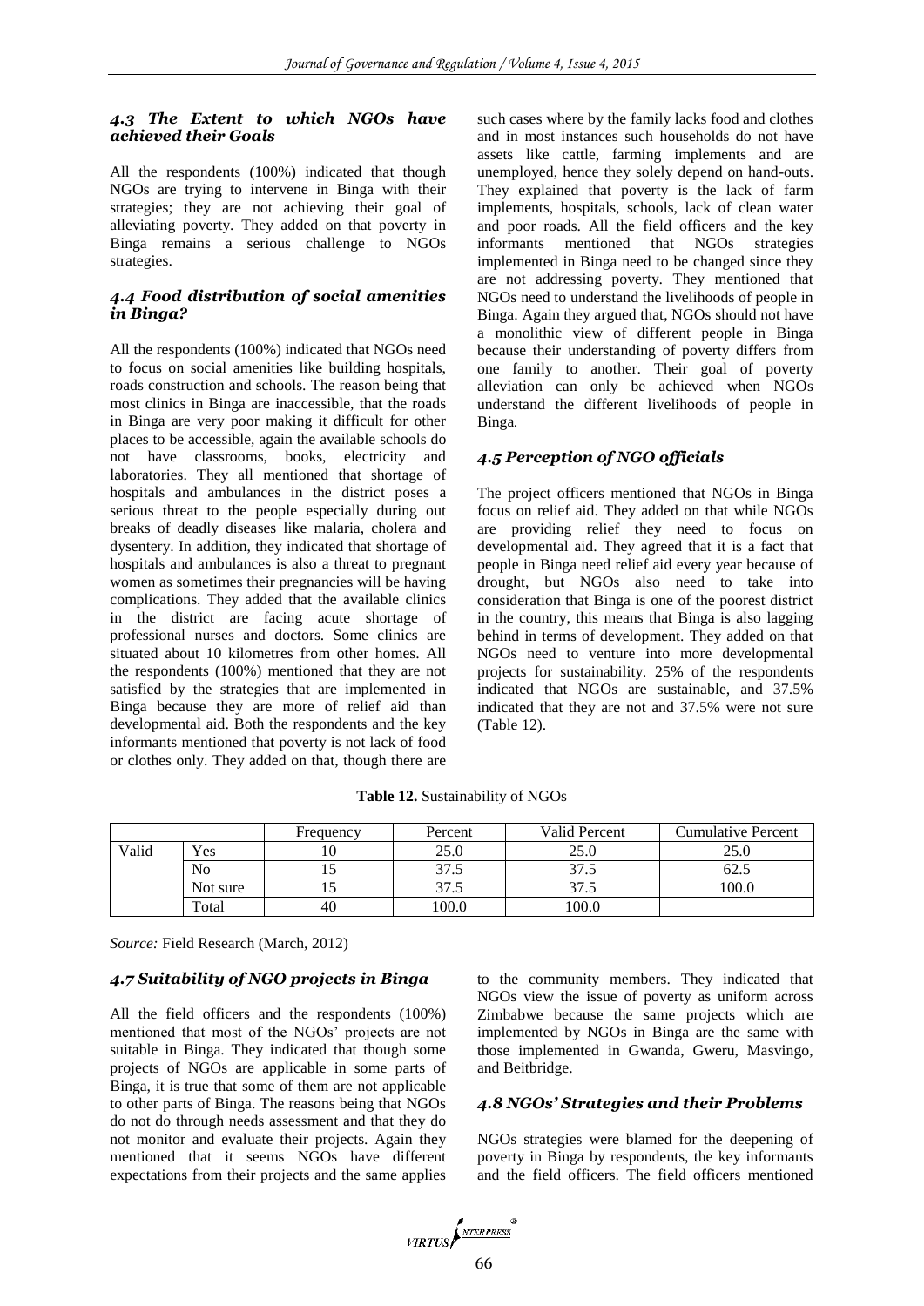### *4.3 The Extent to which NGOs have achieved their Goals*

All the respondents (100%) indicated that though NGOs are trying to intervene in Binga with their strategies; they are not achieving their goal of alleviating poverty. They added on that poverty in Binga remains a serious challenge to NGOs strategies.

### *4.4 Food distribution of social amenities in Binga?*

All the respondents (100%) indicated that NGOs need to focus on social amenities like building hospitals, roads construction and schools. The reason being that most clinics in Binga are inaccessible, that the roads in Binga are very poor making it difficult for other places to be accessible, again the available schools do not have classrooms, books, electricity and laboratories. They all mentioned that shortage of hospitals and ambulances in the district poses a serious threat to the people especially during out breaks of deadly diseases like malaria, cholera and dysentery. In addition, they indicated that shortage of hospitals and ambulances is also a threat to pregnant women as sometimes their pregnancies will be having complications. They added that the available clinics in the district are facing acute shortage of professional nurses and doctors. Some clinics are situated about 10 kilometres from other homes. All the respondents (100%) mentioned that they are not satisfied by the strategies that are implemented in Binga because they are more of relief aid than developmental aid. Both the respondents and the key informants mentioned that poverty is not lack of food or clothes only. They added on that, though there are such cases where by the family lacks food and clothes and in most instances such households do not have assets like cattle, farming implements and are unemployed, hence they solely depend on hand-outs. They explained that poverty is the lack of farm implements, hospitals, schools, lack of clean water and poor roads. All the field officers and the key informants mentioned that NGOs strategies implemented in Binga need to be changed since they are not addressing poverty. They mentioned that NGOs need to understand the livelihoods of people in Binga. Again they argued that, NGOs should not have a monolithic view of different people in Binga because their understanding of poverty differs from one family to another. Their goal of poverty alleviation can only be achieved when NGOs understand the different livelihoods of people in Binga.

### *4.5 Perception of NGO officials*

The project officers mentioned that NGOs in Binga focus on relief aid. They added on that while NGOs are providing relief they need to focus on developmental aid. They agreed that it is a fact that people in Binga need relief aid every year because of drought, but NGOs also need to take into consideration that Binga is one of the poorest district in the country, this means that Binga is also lagging behind in terms of development. They added on that NGOs need to venture into more developmental projects for sustainability. 25% of the respondents indicated that NGOs are sustainable, and 37.5% indicated that they are not and 37.5% were not sure (Table 12).

**Table 12.** Sustainability of NGOs

| | | Frequency | Percent | Valid Percent | Cumulative Percent |
|---|---|---|---|---|---|
| Valid | Yes | 10 | 25.0 | 25.0 | 25.0 |
| | No | 15 | 37.5 | 37.5 | 62.5 |
| | Not sure | 15 | 37.5 | 37.5 | 100.0 |
| | Total | 40 | 100.0 | 100.0 | |

*Source:* Field Research (March, 2012)

### *4.7 Suitability of NGO projects in Binga*

All the field officers and the respondents (100%) mentioned that most of the NGOs' projects are not suitable in Binga. They indicated that though some projects of NGOs are applicable in some parts of Binga, it is true that some of them are not applicable to other parts of Binga. The reasons being that NGOs do not do through needs assessment and that they do not monitor and evaluate their projects. Again they mentioned that it seems NGOs have different expectations from their projects and the same applies to the community members. They indicated that NGOs view the issue of poverty as uniform across Zimbabwe because the same projects which are implemented by NGOs in Binga are the same with those implemented in Gwanda, Gweru, Masvingo, and Beitbridge.

### *4.8 NGOs' Strategies and their Problems*

NGOs strategies were blamed for the deepening of poverty in Binga by respondents, the key informants and the field officers. The field officers mentioned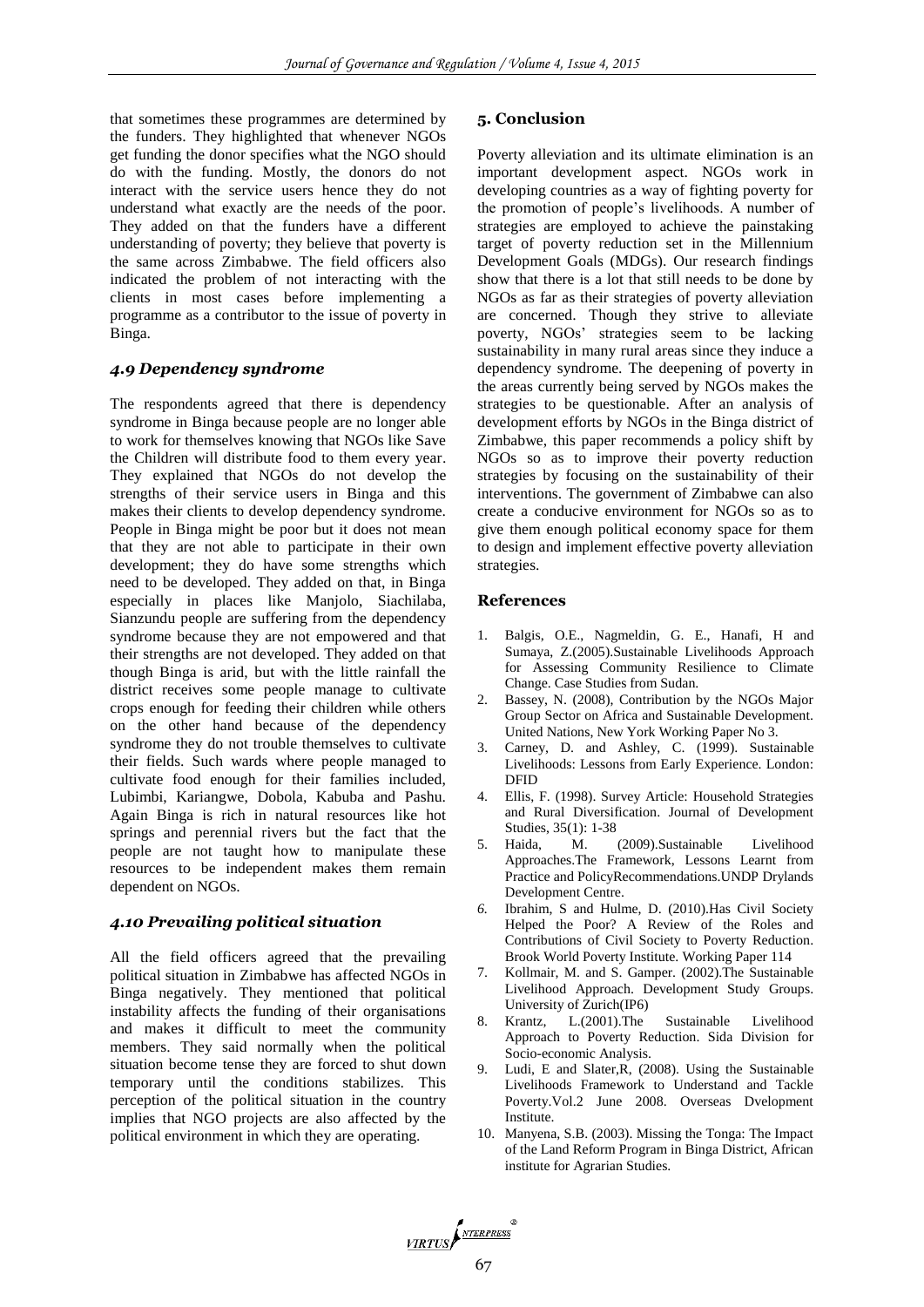that sometimes these programmes are determined by the funders. They highlighted that whenever NGOs get funding the donor specifies what the NGO should do with the funding. Mostly, the donors do not interact with the service users hence they do not understand what exactly are the needs of the poor. They added on that the funders have a different understanding of poverty; they believe that poverty is the same across Zimbabwe. The field officers also indicated the problem of not interacting with the clients in most cases before implementing a programme as a contributor to the issue of poverty in Binga.

### *4.9 Dependency syndrome*

The respondents agreed that there is dependency syndrome in Binga because people are no longer able to work for themselves knowing that NGOs like Save the Children will distribute food to them every year. They explained that NGOs do not develop the strengths of their service users in Binga and this makes their clients to develop dependency syndrome. People in Binga might be poor but it does not mean that they are not able to participate in their own development; they do have some strengths which need to be developed. They added on that, in Binga especially in places like Manjolo, Siachilaba, Sianzundu people are suffering from the dependency syndrome because they are not empowered and that their strengths are not developed. They added on that though Binga is arid, but with the little rainfall the district receives some people manage to cultivate crops enough for feeding their children while others on the other hand because of the dependency syndrome they do not trouble themselves to cultivate their fields. Such wards where people managed to cultivate food enough for their families included, Lubimbi, Kariangwe, Dobola, Kabuba and Pashu. Again Binga is rich in natural resources like hot springs and perennial rivers but the fact that the people are not taught how to manipulate these resources to be independent makes them remain dependent on NGOs.

### *4.10 Prevailing political situation*

All the field officers agreed that the prevailing political situation in Zimbabwe has affected NGOs in Binga negatively. They mentioned that political instability affects the funding of their organisations and makes it difficult to meet the community members. They said normally when the political situation become tense they are forced to shut down temporary until the conditions stabilizes. This perception of the political situation in the country implies that NGO projects are also affected by the political environment in which they are operating.

## 5. Conclusion

Poverty alleviation and its ultimate elimination is an important development aspect. NGOs work in developing countries as a way of fighting poverty for the promotion of people's livelihoods. A number of strategies are employed to achieve the painstaking target of poverty reduction set in the Millennium Development Goals (MDGs). Our research findings show that there is a lot that still needs to be done by NGOs as far as their strategies of poverty alleviation are concerned. Though they strive to alleviate poverty, NGOs' strategies seem to be lacking sustainability in many rural areas since they induce a dependency syndrome. The deepening of poverty in the areas currently being served by NGOs makes the strategies to be questionable. After an analysis of development efforts by NGOs in the Binga district of Zimbabwe, this paper recommends a policy shift by NGOs so as to improve their poverty reduction strategies by focusing on the sustainability of their interventions. The government of Zimbabwe can also create a conducive environment for NGOs so as to give them enough political economy space for them to design and implement effective poverty alleviation strategies.

## References

1. Balgis, O.E., Nagmeldin, G. E., Hanafi, H and Sumaya, Z.(2005).Sustainable Livelihoods Approach for Assessing Community Resilience to Climate Change. Case Studies from Sudan.
2. Bassey, N. (2008), Contribution by the NGOs Major Group Sector on Africa and Sustainable Development. United Nations, New York Working Paper No 3.
3. Carney, D. and Ashley, C. (1999). Sustainable Livelihoods: Lessons from Early Experience. London: DFID
4. Ellis, F. (1998). Survey Article: Household Strategies and Rural Diversification. Journal of Development Studies, 35(1): 1-38
5. Haida, M. (2009).Sustainable Livelihood Approaches.The Framework, Lessons Learnt from Practice and PolicyRecommendations.UNDP Drylands Development Centre.
6. Ibrahim, S and Hulme, D. (2010).Has Civil Society Helped the Poor? A Review of the Roles and Contributions of Civil Society to Poverty Reduction. Brook World Poverty Institute. Working Paper 114
7. Kollmair, M. and S. Gamper. (2002).The Sustainable Livelihood Approach. Development Study Groups. University of Zurich(IP6)
8. Krantz, L.(2001).The Sustainable Livelihood Approach to Poverty Reduction. Sida Division for Socio-economic Analysis.
9. Ludi, E and Slater,R, (2008). Using the Sustainable Livelihoods Framework to Understand and Tackle Poverty.Vol.2 June 2008. Overseas Dvelopment Institute.
10. Manyena, S.B. (2003). Missing the Tonga: The Impact of the Land Reform Program in Binga District, African institute for Agrarian Studies.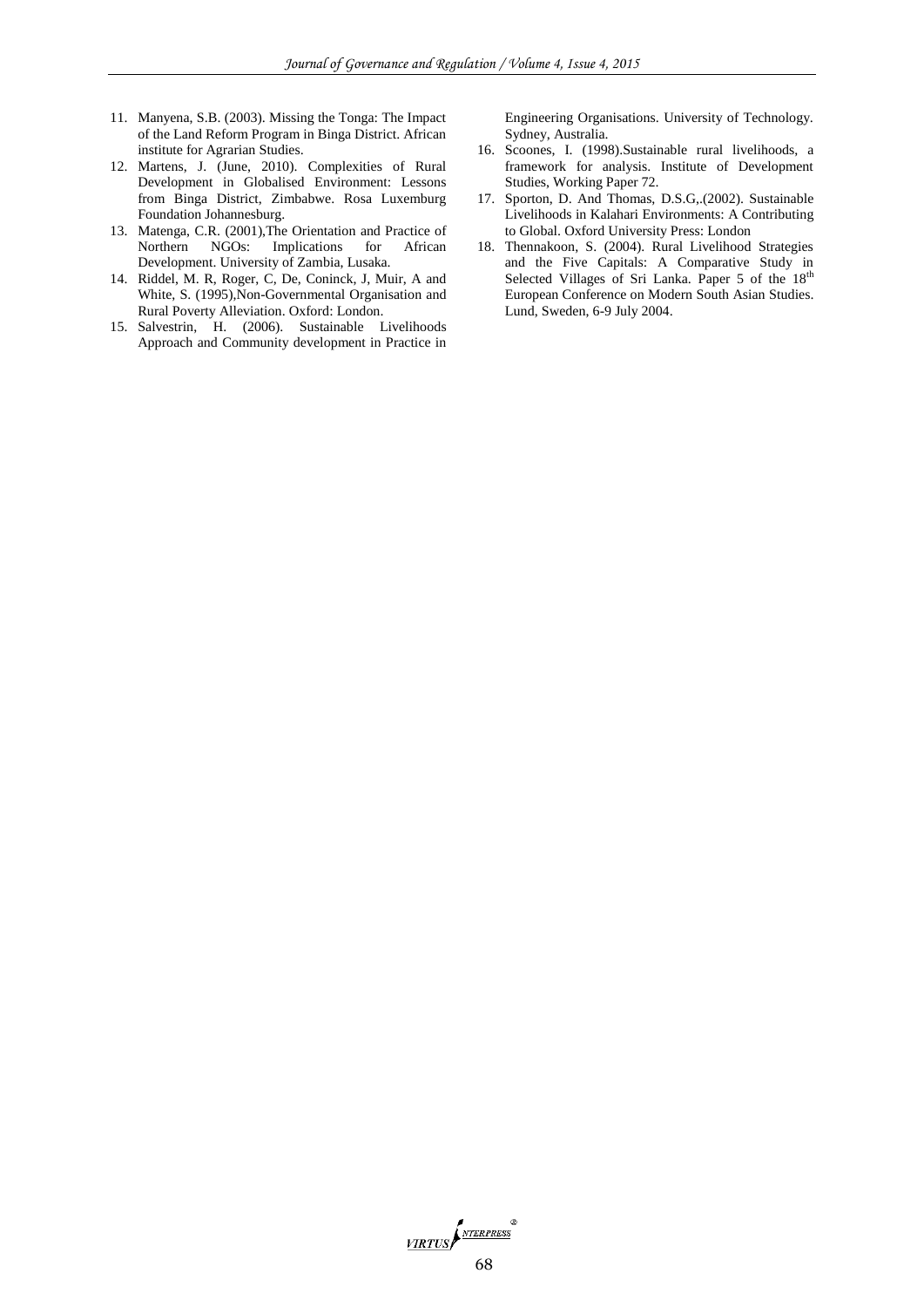11. Manyena, S.B. (2003). Missing the Tonga: The Impact of the Land Reform Program in Binga District. African institute for Agrarian Studies.
12. Martens, J. (June, 2010). Complexities of Rural Development in Globalised Environment: Lessons from Binga District, Zimbabwe. Rosa Luxemburg Foundation Johannesburg.
13. Matenga, C.R. (2001),The Orientation and Practice of Northern NGOs: Implications for African Development. University of Zambia, Lusaka.
14. Riddel, M. R, Roger, C, De, Coninck, J, Muir, A and White, S. (1995),Non-Governmental Organisation and Rural Poverty Alleviation. Oxford: London.
15. Salvestrin, H. (2006). Sustainable Livelihoods Approach and Community development in Practice in Engineering Organisations. University of Technology. Sydney, Australia.
16. Scoones, I. (1998).Sustainable rural livelihoods, a framework for analysis. Institute of Development Studies, Working Paper 72.
17. Sporton, D. And Thomas, D.S.G,.(2002). Sustainable Livelihoods in Kalahari Environments: A Contributing to Global. Oxford University Press: London
18. Thennakoon, S. (2004). Rural Livelihood Strategies and the Five Capitals: A Comparative Study in Selected Villages of Sri Lanka. Paper 5 of the 18th European Conference on Modern South Asian Studies. Lund, Sweden, 6-9 July 2004.